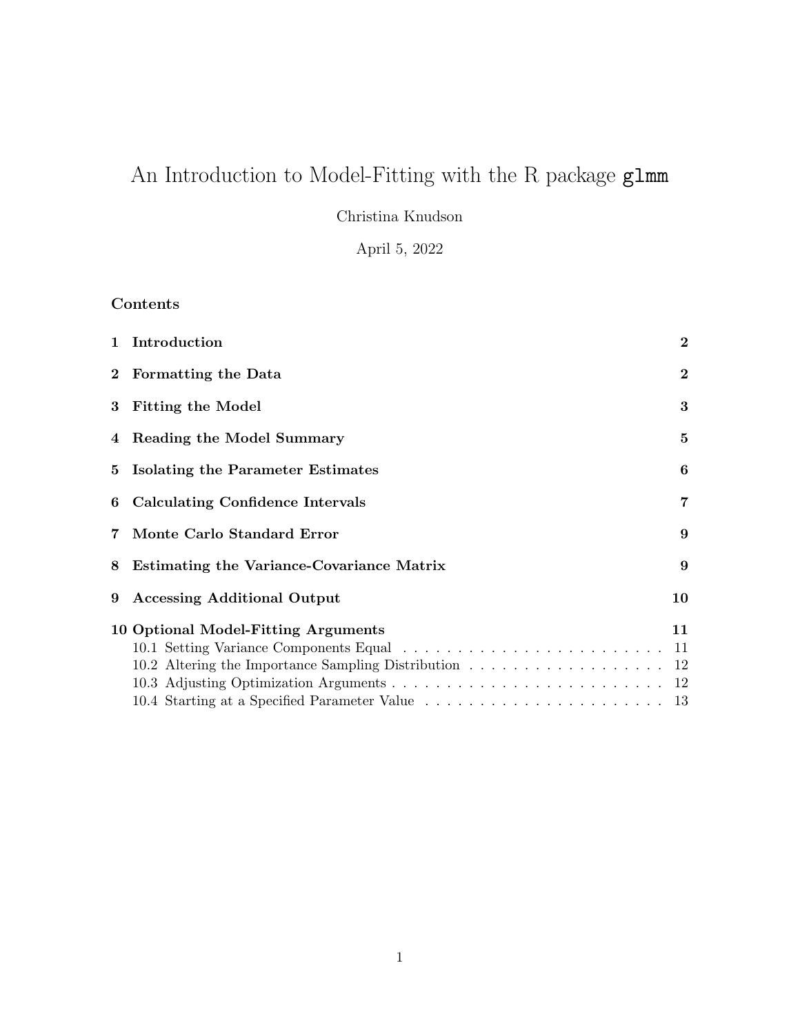# An Introduction to Model-Fitting with the R package `glmm`

Christina Knudson

April 5, 2022

## Contents

1 Introduction 2

2 Formatting the Data 2

3 Fitting the Model 3

4 Reading the Model Summary 5

5 Isolating the Parameter Estimates 6

6 Calculating Confidence Intervals 7

7 Monte Carlo Standard Error 9

8 Estimating the Variance-Covariance Matrix 9

9 Accessing Additional Output 10

10 Optional Model-Fitting Arguments 11

- 10.1 Setting Variance Components Equal 11
- 10.2 Altering the Importance Sampling Distribution 12
- 10.3 Adjusting Optimization Arguments 12
- 10.4 Starting at a Specified Parameter Value 13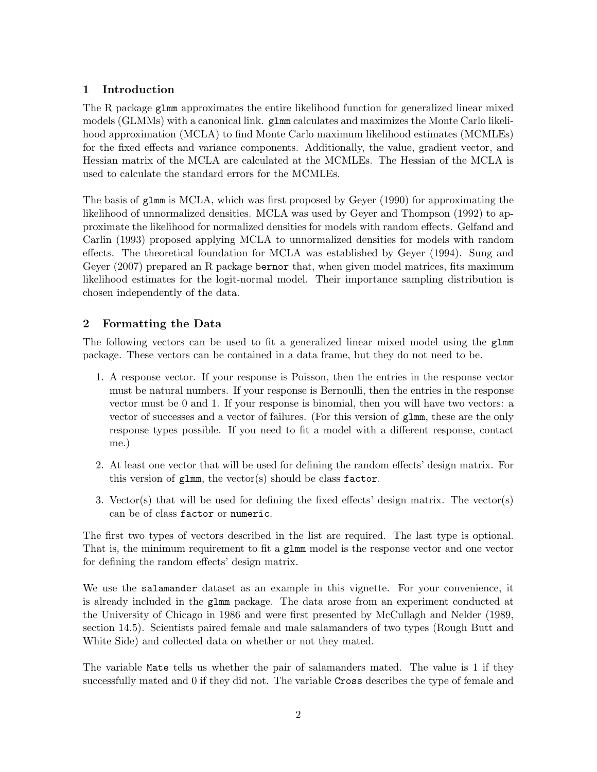## 1 Introduction

The R package `glmm` approximates the entire likelihood function for generalized linear mixed models (GLMMs) with a canonical link. `glmm` calculates and maximizes the Monte Carlo likelihood approximation (MCLA) to find Monte Carlo maximum likelihood estimates (MCMLEs) for the fixed effects and variance components. Additionally, the value, gradient vector, and Hessian matrix of the MCLA are calculated at the MCMLEs. The Hessian of the MCLA is used to calculate the standard errors for the MCMLEs.

The basis of `glmm` is MCLA, which was first proposed by Geyer (1990) for approximating the likelihood of unnormalized densities. MCLA was used by Geyer and Thompson (1992) to approximate the likelihood for normalized densities for models with random effects. Gelfand and Carlin (1993) proposed applying MCLA to unnormalized densities for models with random effects. The theoretical foundation for MCLA was established by Geyer (1994). Sung and Geyer (2007) prepared an R package `bernor` that, when given model matrices, fits maximum likelihood estimates for the logit-normal model. Their importance sampling distribution is chosen independently of the data.

## 2 Formatting the Data

The following vectors can be used to fit a generalized linear mixed model using the `glmm` package. These vectors can be contained in a data frame, but they do not need to be.

1. A response vector. If your response is Poisson, then the entries in the response vector must be natural numbers. If your response is Bernoulli, then the entries in the response vector must be 0 and 1. If your response is binomial, then you will have two vectors: a vector of successes and a vector of failures. (For this version of `glmm`, these are the only response types possible. If you need to fit a model with a different response, contact me.)

2. At least one vector that will be used for defining the random effects' design matrix. For this version of `glmm`, the vector(s) should be class `factor`.

3. Vector(s) that will be used for defining the fixed effects' design matrix. The vector(s) can be of class `factor` or `numeric`.

The first two types of vectors described in the list are required. The last type is optional. That is, the minimum requirement to fit a `glmm` model is the response vector and one vector for defining the random effects' design matrix.

We use the `salamander` dataset as an example in this vignette. For your convenience, it is already included in the `glmm` package. The data arose from an experiment conducted at the University of Chicago in 1986 and were first presented by McCullagh and Nelder (1989, section 14.5). Scientists paired female and male salamanders of two types (Rough Butt and White Side) and collected data on whether or not they mated.

The variable `Mate` tells us whether the pair of salamanders mated. The value is 1 if they successfully mated and 0 if they did not. The variable `Cross` describes the type of female and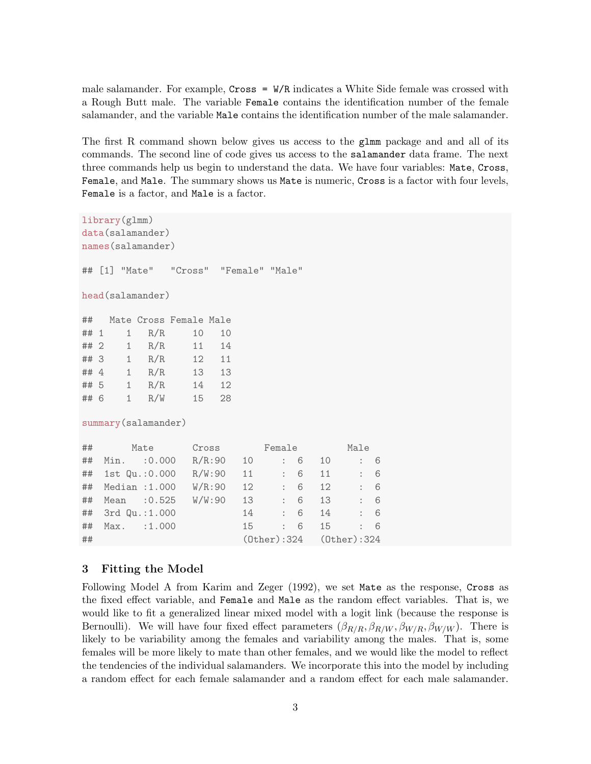male salamander. For example, `Cross = W/R` indicates a White Side female was crossed with a Rough Butt male. The variable `Female` contains the identification number of the female salamander, and the variable `Male` contains the identification number of the male salamander.

The first R command shown below gives us access to the `glmm` package and and all of its commands. The second line of code gives us access to the `salamander` data frame. The next three commands help us begin to understand the data. We have four variables: `Mate`, `Cross`, `Female`, and `Male`. The summary shows us `Mate` is numeric, `Cross` is a factor with four levels, `Female` is a factor, and `Male` is a factor.

```
library(glmm)
data(salamander)
names(salamander)

## [1] "Mate"   "Cross"  "Female" "Male"

head(salamander)

##   Mate Cross Female Male
## 1    1   R/R     10   10
## 2    1   R/R     11   14
## 3    1   R/R     12   11
## 4    1   R/R     13   13
## 5    1   R/R     14   12
## 6    1   R/W     15   28

summary(salamander)

##       Mate       Cross        Female         Male    
##  Min.   :0.000   R/R:90   10     :  6   10     :  6  
##  1st Qu.:0.000   R/W:90   11     :  6   11     :  6  
##  Median :1.000   W/R:90   12     :  6   12     :  6  
##  Mean   :0.525   W/W:90   13     :  6   13     :  6  
##  3rd Qu.:1.000            14     :  6   14     :  6  
##  Max.   :1.000            15     :  6   15     :  6  
##                           (Other):324   (Other):324
```

## 3 Fitting the Model

Following Model A from Karim and Zeger (1992), we set `Mate` as the response, `Cross` as the fixed effect variable, and `Female` and `Male` as the random effect variables. That is, we would like to fit a generalized linear mixed model with a logit link (because the response is Bernoulli). We will have four fixed effect parameters ($\beta_{R/R}, \beta_{R/W}, \beta_{W/R}, \beta_{W/W}$). There is likely to be variability among the females and variability among the males. That is, some females will be more likely to mate than other females, and we would like the model to reflect the tendencies of the individual salamanders. We incorporate this into the model by including a random effect for each female salamander and a random effect for each male salamander.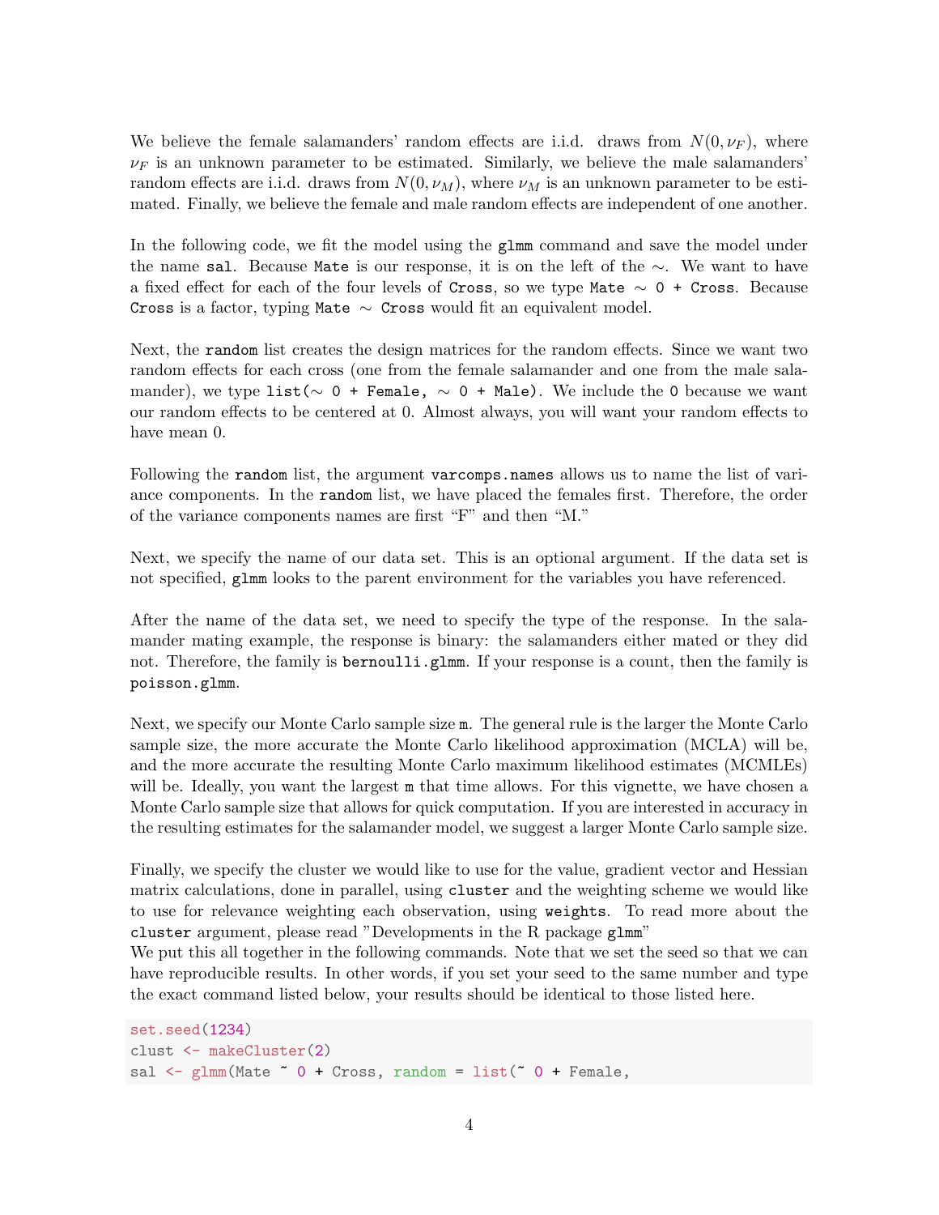We believe the female salamanders' random effects are i.i.d. draws from $N(0, \nu_F)$, where $\nu_F$ is an unknown parameter to be estimated. Similarly, we believe the male salamanders' random effects are i.i.d. draws from $N(0, \nu_M)$, where $\nu_M$ is an unknown parameter to be estimated. Finally, we believe the female and male random effects are independent of one another.

In the following code, we fit the model using the `glmm` command and save the model under the name `sal`. Because `Mate` is our response, it is on the left of the $\sim$. We want to have a fixed effect for each of the four levels of `Cross`, so we type `Mate ~ 0 + Cross`. Because `Cross` is a factor, typing `Mate ~ Cross` would fit an equivalent model.

Next, the `random` list creates the design matrices for the random effects. Since we want two random effects for each cross (one from the female salamander and one from the male salamander), we type `list(~ 0 + Female, ~ 0 + Male)`. We include the `0` because we want our random effects to be centered at 0. Almost always, you will want your random effects to have mean 0.

Following the `random` list, the argument `varcomps.names` allows us to name the list of variance components. In the `random` list, we have placed the females first. Therefore, the order of the variance components names are first "F" and then "M."

Next, we specify the name of our data set. This is an optional argument. If the data set is not specified, `glmm` looks to the parent environment for the variables you have referenced.

After the name of the data set, we need to specify the type of the response. In the salamander mating example, the response is binary: the salamanders either mated or they did not. Therefore, the family is `bernoulli.glmm`. If your response is a count, then the family is `poisson.glmm`.

Next, we specify our Monte Carlo sample size `m`. The general rule is the larger the Monte Carlo sample size, the more accurate the Monte Carlo likelihood approximation (MCLA) will be, and the more accurate the resulting Monte Carlo maximum likelihood estimates (MCMLEs) will be. Ideally, you want the largest `m` that time allows. For this vignette, we have chosen a Monte Carlo sample size that allows for quick computation. If you are interested in accuracy in the resulting estimates for the salamander model, we suggest a larger Monte Carlo sample size.

Finally, we specify the cluster we would like to use for the value, gradient vector and Hessian matrix calculations, done in parallel, using `cluster` and the weighting scheme we would like to use for relevance weighting each observation, using `weights`. To read more about the `cluster` argument, please read "Developments in the R package `glmm`"
We put this all together in the following commands. Note that we set the seed so that we can have reproducible results. In other words, if you set your seed to the same number and type the exact command listed below, your results should be identical to those listed here.

```
set.seed(1234)
clust <- makeCluster(2)
sal <- glmm(Mate ~ 0 + Cross, random = list(~ 0 + Female,
```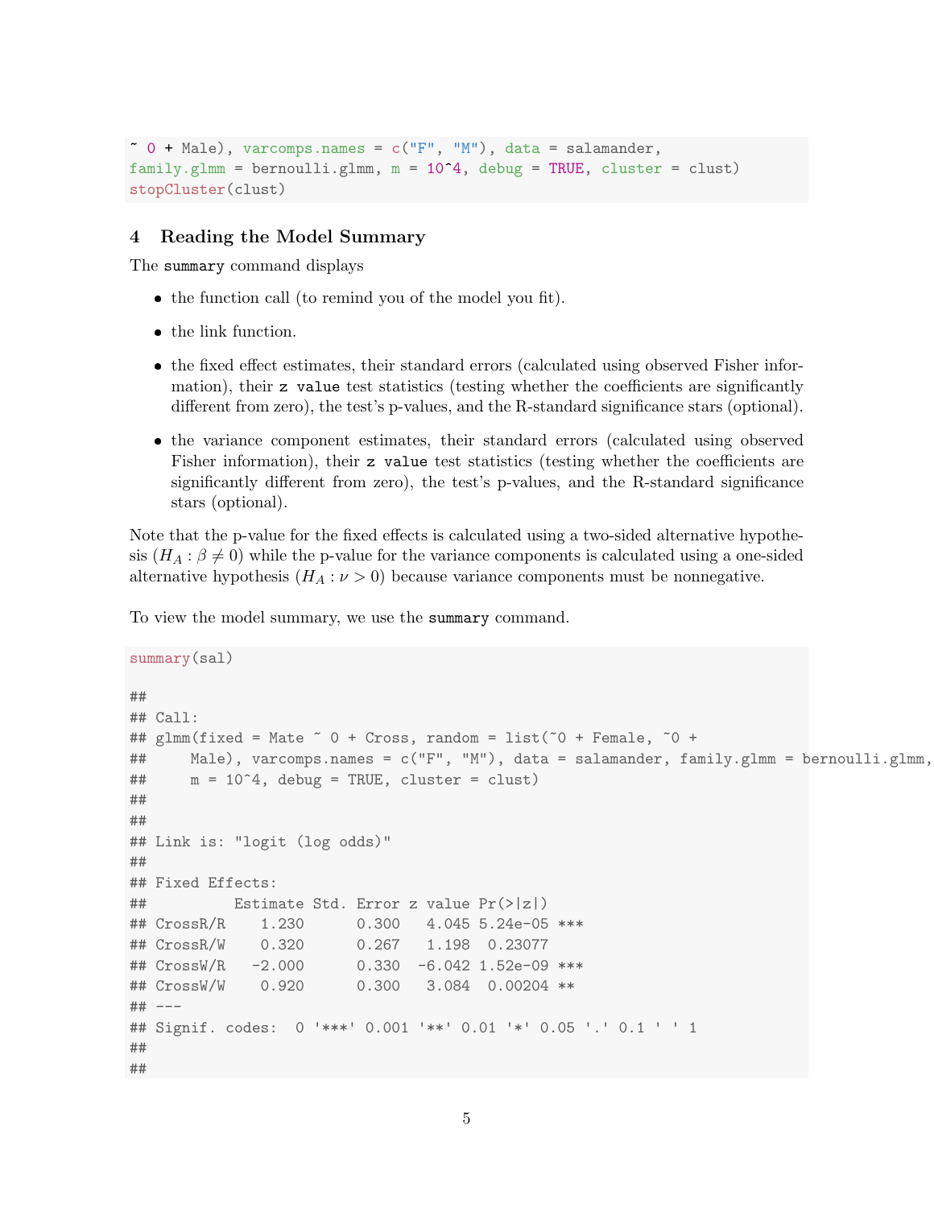```
~ 0 + Male), varcomps.names = c("F", "M"), data = salamander,
family.glmm = bernoulli.glmm, m = 10^4, debug = TRUE, cluster = clust)
stopCluster(clust)
```

## 4 Reading the Model Summary

The `summary` command displays

- the function call (to remind you of the model you fit).
- the link function.
- the fixed effect estimates, their standard errors (calculated using observed Fisher information), their `z value` test statistics (testing whether the coefficients are significantly different from zero), the test's p-values, and the R-standard significance stars (optional).
- the variance component estimates, their standard errors (calculated using observed Fisher information), their `z value` test statistics (testing whether the coefficients are significantly different from zero), the test's p-values, and the R-standard significance stars (optional).

Note that the p-value for the fixed effects is calculated using a two-sided alternative hypothesis ($H_A : \beta \neq 0$) while the p-value for the variance components is calculated using a one-sided alternative hypothesis ($H_A : \nu > 0$) because variance components must be nonnegative.

To view the model summary, we use the `summary` command.

```
summary(sal)

##
## Call:
## glmm(fixed = Mate ~ 0 + Cross, random = list(~0 + Female, ~0 +
##     Male), varcomps.names = c("F", "M"), data = salamander, family.glmm = bernoulli.glmm,
##     m = 10^4, debug = TRUE, cluster = clust)
##
##
## Link is: "logit (log odds)"
##
## Fixed Effects:
##          Estimate Std. Error z value Pr(>|z|)
## CrossR/R    1.230      0.300   4.045 5.24e-05 ***
## CrossR/W    0.320      0.267   1.198  0.23077
## CrossW/R   -2.000      0.330  -6.042 1.52e-09 ***
## CrossW/W    0.920      0.300   3.084  0.00204 **
## ---
## Signif. codes:  0 '***' 0.001 '**' 0.01 '*' 0.05 '.' 0.1 ' ' 1
##
##
```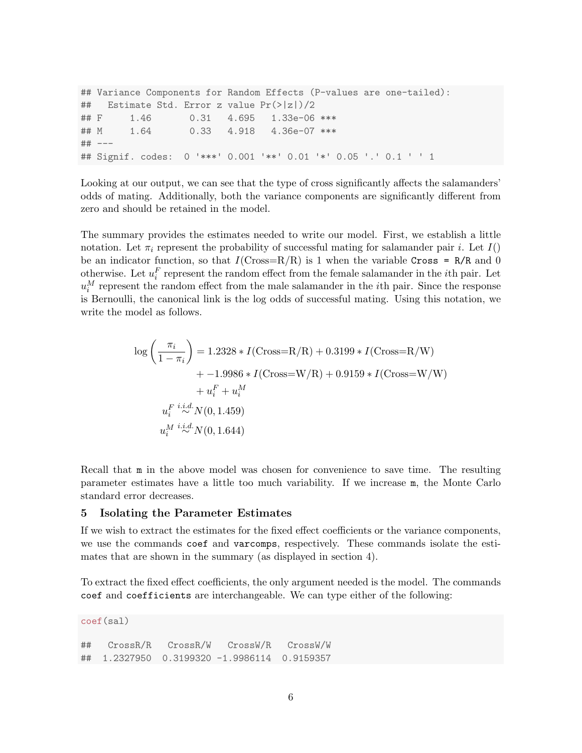```
## Variance Components for Random Effects (P-values are one-tailed):
##   Estimate Std. Error z value Pr(>|z|)/2
## F     1.46       0.31   4.695   1.33e-06 ***
## M     1.64       0.33   4.918   4.36e-07 ***
## ---
## Signif. codes:  0 '***' 0.001 '**' 0.01 '*' 0.05 '.' 0.1 ' ' 1
```

Looking at our output, we can see that the type of cross significantly affects the salamanders' odds of mating. Additionally, both the variance components are significantly different from zero and should be retained in the model.

The summary provides the estimates needed to write our model. First, we establish a little notation. Let $\pi_i$ represent the probability of successful mating for salamander pair $i$. Let $I()$ be an indicator function, so that $I(\text{Cross=R/R})$ is 1 when the variable `Cross = R/R` and 0 otherwise. Let $u_i^F$ represent the random effect from the female salamander in the $i$th pair. Let $u_i^M$ represent the random effect from the male salamander in the $i$th pair. Since the response is Bernoulli, the canonical link is the log odds of successful mating. Using this notation, we write the model as follows.

$$
\begin{aligned}
\log\left(\frac{\pi_i}{1-\pi_i}\right) &= 1.2328 * I(\text{Cross=R/R}) + 0.3199 * I(\text{Cross=R/W}) \\
&\quad + -1.9986 * I(\text{Cross=W/R}) + 0.9159 * I(\text{Cross=W/W}) \\
&\quad + u_i^F + u_i^M \\
u_i^F &\overset{i.i.d.}{\sim} N(0, 1.459) \\
u_i^M &\overset{i.i.d.}{\sim} N(0, 1.644)
\end{aligned}
$$

Recall that `m` in the above model was chosen for convenience to save time. The resulting parameter estimates have a little too much variability. If we increase `m`, the Monte Carlo standard error decreases.

## 5 Isolating the Parameter Estimates

If we wish to extract the estimates for the fixed effect coefficients or the variance components, we use the commands `coef` and `varcomps`, respectively. These commands isolate the estimates that are shown in the summary (as displayed in section 4).

To extract the fixed effect coefficients, the only argument needed is the model. The commands `coef` and `coefficients` are interchangeable. We can type either of the following:

```
coef(sal)

##   CrossR/R   CrossR/W   CrossW/R   CrossW/W
##  1.2327950  0.3199320 -1.9986114  0.9159357
```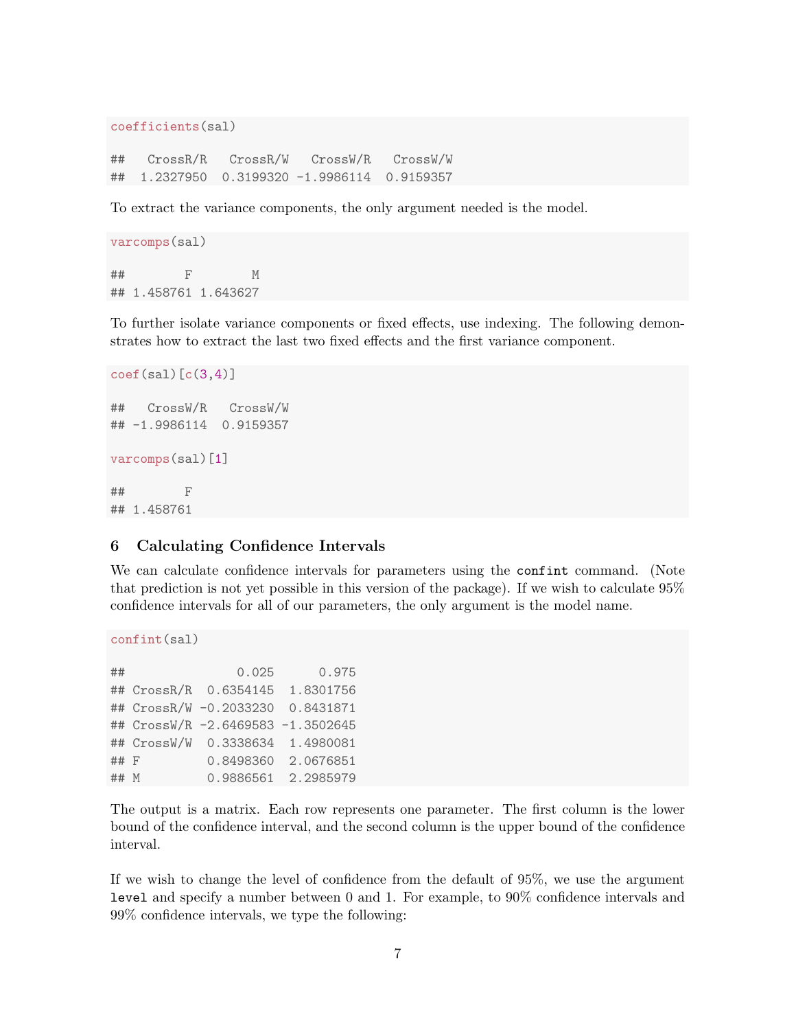```
coefficients(sal)

##   CrossR/R   CrossR/W   CrossW/R   CrossW/W
##  1.2327950  0.3199320 -1.9986114  0.9159357
```

To extract the variance components, the only argument needed is the model.

```
varcomps(sal)

##        F        M
## 1.458761 1.643627
```

To further isolate variance components or fixed effects, use indexing. The following demonstrates how to extract the last two fixed effects and the first variance component.

```
coef(sal)[c(3,4)]

##   CrossW/R   CrossW/W
## -1.9986114  0.9159357

varcomps(sal)[1]

##        F
## 1.458761
```

## 6 Calculating Confidence Intervals

We can calculate confidence intervals for parameters using the `confint` command. (Note that prediction is not yet possible in this version of the package). If we wish to calculate 95% confidence intervals for all of our parameters, the only argument is the model name.

```
confint(sal)

##               0.025      0.975
## CrossR/R  0.6354145  1.8301756
## CrossR/W -0.2033230  0.8431871
## CrossW/R -2.6469583 -1.3502645
## CrossW/W  0.3338634  1.4980081
## F         0.8498360  2.0676851
## M         0.9886561  2.2985979
```

The output is a matrix. Each row represents one parameter. The first column is the lower bound of the confidence interval, and the second column is the upper bound of the confidence interval.

If we wish to change the level of confidence from the default of 95%, we use the argument `level` and specify a number between 0 and 1. For example, to 90% confidence intervals and 99% confidence intervals, we type the following: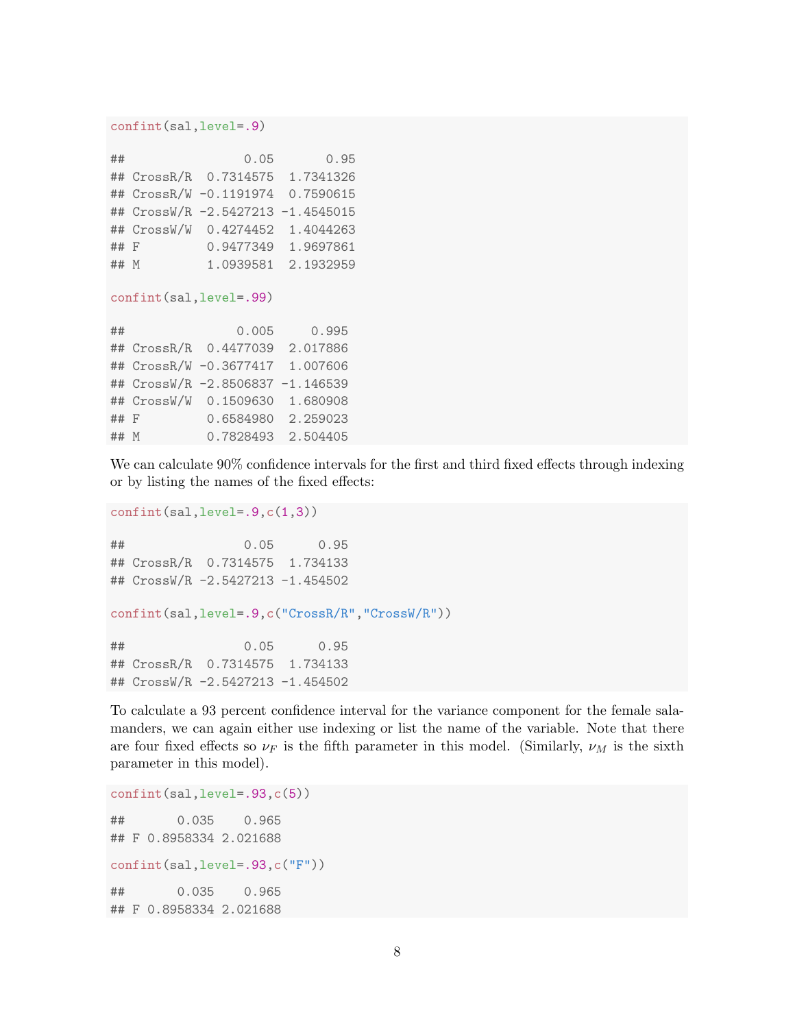```
confint(sal,level=.9)

##                0.05       0.95
## CrossR/R  0.7314575  1.7341326
## CrossR/W -0.1191974  0.7590615
## CrossW/R -2.5427213 -1.4545015
## CrossW/W  0.4274452  1.4044263
## F         0.9477349  1.9697861
## M         1.0939581  2.1932959

confint(sal,level=.99)

##               0.005     0.995
## CrossR/R  0.4477039  2.017886
## CrossR/W -0.3677417  1.007606
## CrossW/R -2.8506837 -1.146539
## CrossW/W  0.1509630  1.680908
## F         0.6584980  2.259023
## M         0.7828493  2.504405
```

We can calculate 90% confidence intervals for the first and third fixed effects through indexing or by listing the names of the fixed effects:

```
confint(sal,level=.9,c(1,3))

##                0.05      0.95
## CrossR/R  0.7314575  1.734133
## CrossW/R -2.5427213 -1.454502

confint(sal,level=.9,c("CrossR/R","CrossW/R"))

##                0.05      0.95
## CrossR/R  0.7314575  1.734133
## CrossW/R -2.5427213 -1.454502
```

To calculate a 93 percent confidence interval for the variance component for the female salamanders, we can again either use indexing or list the name of the variable. Note that there are four fixed effects so $\nu_F$ is the fifth parameter in this model. (Similarly, $\nu_M$ is the sixth parameter in this model).

```
confint(sal,level=.93,c(5))

##       0.035    0.965
## F 0.8958334 2.021688

confint(sal,level=.93,c("F"))

##       0.035    0.965
## F 0.8958334 2.021688
```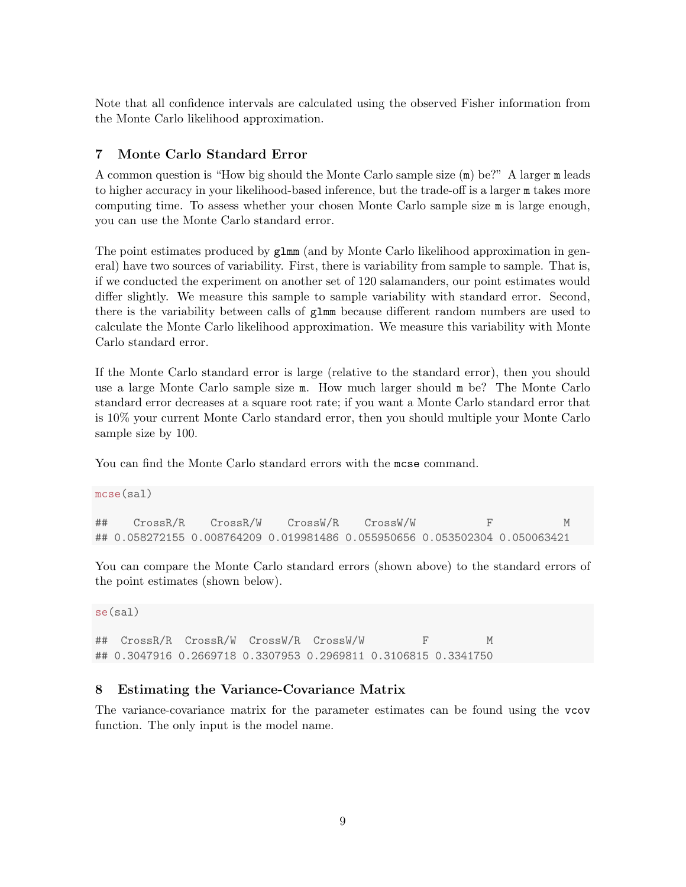Note that all confidence intervals are calculated using the observed Fisher information from the Monte Carlo likelihood approximation.

## 7 Monte Carlo Standard Error

A common question is "How big should the Monte Carlo sample size (`m`) be?" A larger `m` leads to higher accuracy in your likelihood-based inference, but the trade-off is a larger `m` takes more computing time. To assess whether your chosen Monte Carlo sample size `m` is large enough, you can use the Monte Carlo standard error.

The point estimates produced by `glmm` (and by Monte Carlo likelihood approximation in general) have two sources of variability. First, there is variability from sample to sample. That is, if we conducted the experiment on another set of 120 salamanders, our point estimates would differ slightly. We measure this sample to sample variability with standard error. Second, there is the variability between calls of `glmm` because different random numbers are used to calculate the Monte Carlo likelihood approximation. We measure this variability with Monte Carlo standard error.

If the Monte Carlo standard error is large (relative to the standard error), then you should use a large Monte Carlo sample size `m`. How much larger should `m` be? The Monte Carlo standard error decreases at a square root rate; if you want a Monte Carlo standard error that is 10% your current Monte Carlo standard error, then you should multiple your Monte Carlo sample size by 100.

You can find the Monte Carlo standard errors with the `mcse` command.

```
mcse(sal)

##    CrossR/R    CrossR/W    CrossW/R    CrossW/W           F           M
## 0.058272155 0.008764209 0.019981486 0.055950656 0.053502304 0.050063421
```

You can compare the Monte Carlo standard errors (shown above) to the standard errors of the point estimates (shown below).

```
se(sal)

##  CrossR/R  CrossR/W  CrossW/R  CrossW/W         F         M
## 0.3047916 0.2669718 0.3307953 0.2969811 0.3106815 0.3341750
```

## 8 Estimating the Variance-Covariance Matrix

The variance-covariance matrix for the parameter estimates can be found using the `vcov` function. The only input is the model name.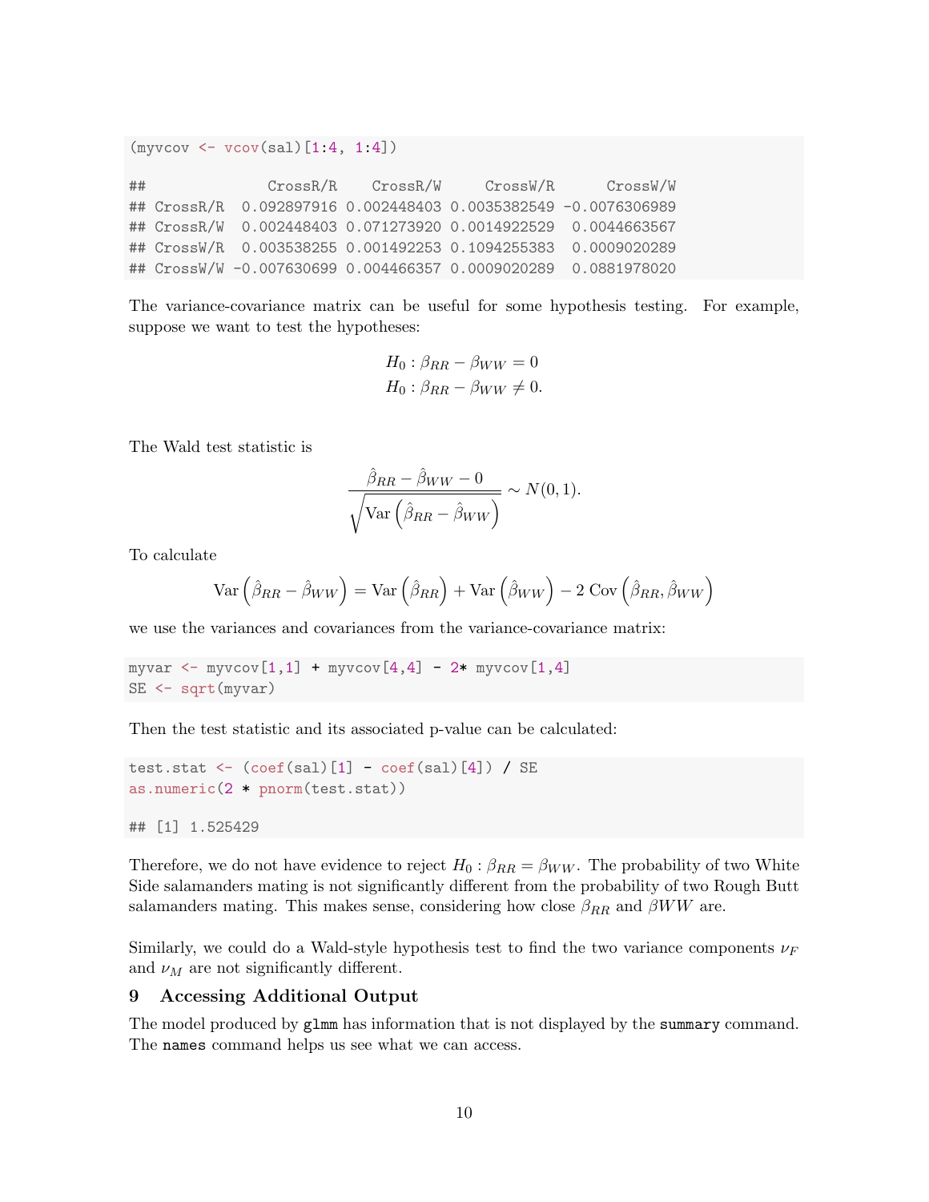```
(myvcov <- vcov(sal)[1:4, 1:4])

##              CrossR/R    CrossR/W     CrossW/R      CrossW/W
## CrossR/R  0.092897916 0.002448403 0.0035382549 -0.0076306989
## CrossR/W  0.002448403 0.071273920 0.0014922529  0.0044663567
## CrossW/R  0.003538255 0.001492253 0.1094255383  0.0009020289
## CrossW/W -0.007630699 0.004466357 0.0009020289  0.0881978020
```

The variance-covariance matrix can be useful for some hypothesis testing. For example, suppose we want to test the hypotheses:

$$H_0 : \beta_{RR} - \beta_{WW} = 0$$
$$H_0 : \beta_{RR} - \beta_{WW} \neq 0.$$

The Wald test statistic is

$$\frac{\hat{\beta}_{RR} - \hat{\beta}_{WW} - 0}{\sqrt{\mathrm{Var}\left(\hat{\beta}_{RR} - \hat{\beta}_{WW}\right)}} \sim N(0, 1).$$

To calculate

$$\mathrm{Var}\left(\hat{\beta}_{RR} - \hat{\beta}_{WW}\right) = \mathrm{Var}\left(\hat{\beta}_{RR}\right) + \mathrm{Var}\left(\hat{\beta}_{WW}\right) - 2\ \mathrm{Cov}\left(\hat{\beta}_{RR}, \hat{\beta}_{WW}\right)$$

we use the variances and covariances from the variance-covariance matrix:

```
myvar <- myvcov[1,1] + myvcov[4,4] - 2* myvcov[1,4]
SE <- sqrt(myvar)
```

Then the test statistic and its associated p-value can be calculated:

```
test.stat <- (coef(sal)[1] - coef(sal)[4]) / SE
as.numeric(2 * pnorm(test.stat))

## [1] 1.525429
```

Therefore, we do not have evidence to reject $H_0 : \beta_{RR} = \beta_{WW}$. The probability of two White Side salamanders mating is not significantly different from the probability of two Rough Butt salamanders mating. This makes sense, considering how close $\beta_{RR}$ and $\beta WW$ are.

Similarly, we could do a Wald-style hypothesis test to find the two variance components $\nu_F$ and $\nu_M$ are not significantly different.

## 9 Accessing Additional Output

The model produced by glmm has information that is not displayed by the summary command. The names command helps us see what we can access.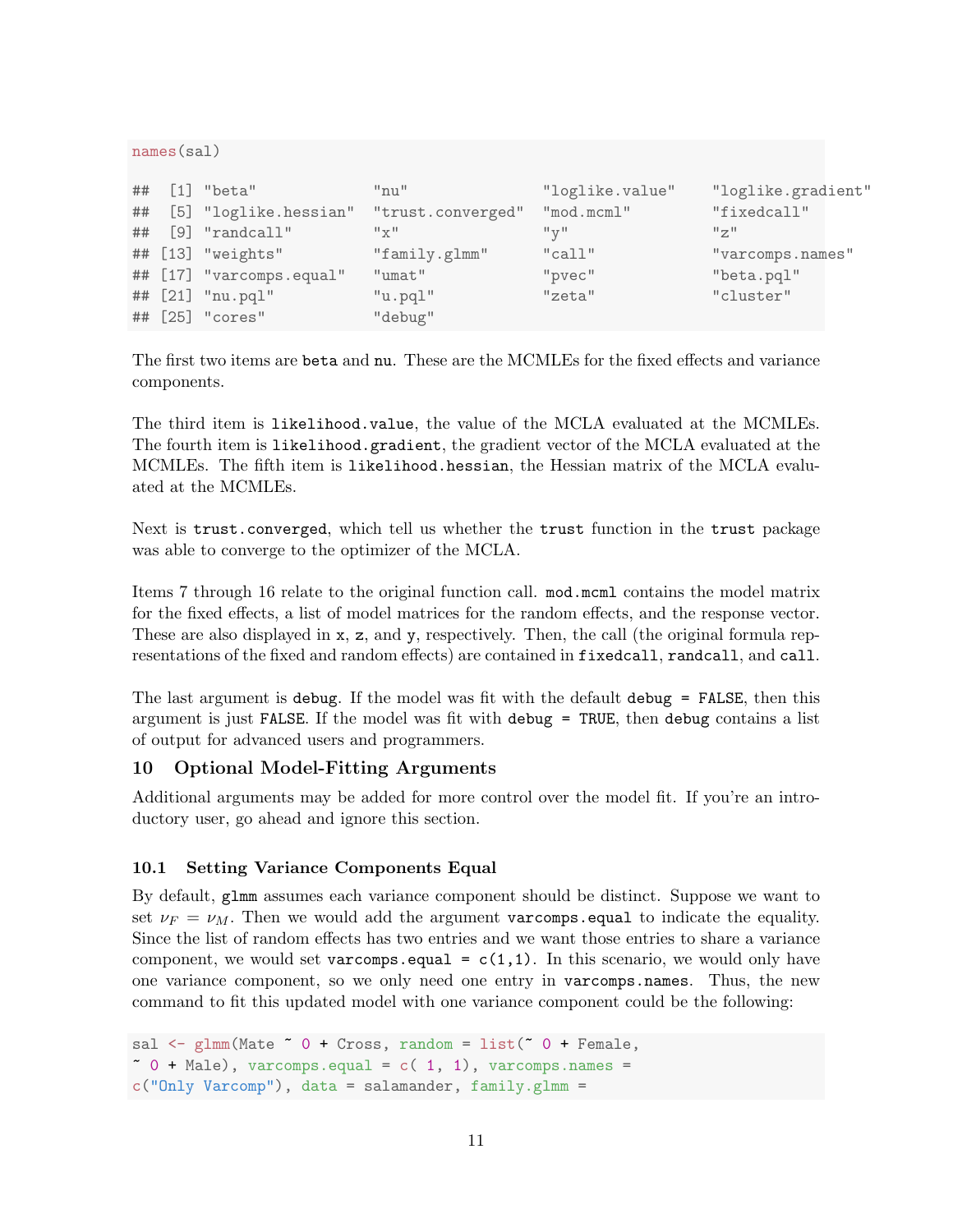```
names(sal)

##  [1] "beta"              "nu"                "loglike.value"     "loglike.gradient"
##  [5] "loglike.hessian"   "trust.converged"   "mod.mcml"          "fixedcall"
##  [9] "randcall"          "x"                 "y"                 "z"
## [13] "weights"           "family.glmm"       "call"              "varcomps.names"
## [17] "varcomps.equal"    "umat"              "pvec"              "beta.pql"
## [21] "nu.pql"            "u.pql"             "zeta"              "cluster"
## [25] "cores"             "debug"
```

The first two items are `beta` and `nu`. These are the MCMLEs for the fixed effects and variance components.

The third item is `likelihood.value`, the value of the MCLA evaluated at the MCMLEs. The fourth item is `likelihood.gradient`, the gradient vector of the MCLA evaluated at the MCMLEs. The fifth item is `likelihood.hessian`, the Hessian matrix of the MCLA evaluated at the MCMLEs.

Next is `trust.converged`, which tell us whether the `trust` function in the `trust` package was able to converge to the optimizer of the MCLA.

Items 7 through 16 relate to the original function call. `mod.mcml` contains the model matrix for the fixed effects, a list of model matrices for the random effects, and the response vector. These are also displayed in `x`, `z`, and `y`, respectively. Then, the call (the original formula representations of the fixed and random effects) are contained in `fixedcall`, `randcall`, and `call`.

The last argument is `debug`. If the model was fit with the default `debug = FALSE`, then this argument is just `FALSE`. If the model was fit with `debug = TRUE`, then `debug` contains a list of output for advanced users and programmers.

## 10 Optional Model-Fitting Arguments

Additional arguments may be added for more control over the model fit. If you're an introductory user, go ahead and ignore this section.

### 10.1 Setting Variance Components Equal

By default, `glmm` assumes each variance component should be distinct. Suppose we want to set $\nu_F = \nu_M$. Then we would add the argument `varcomps.equal` to indicate the equality. Since the list of random effects has two entries and we want those entries to share a variance component, we would set `varcomps.equal = c(1,1)`. In this scenario, we would only have one variance component, so we only need one entry in `varcomps.names`. Thus, the new command to fit this updated model with one variance component could be the following:

```
sal <- glmm(Mate ~ 0 + Cross, random = list(~ 0 + Female,
~ 0 + Male), varcomps.equal = c( 1, 1), varcomps.names =
c("Only Varcomp"), data = salamander, family.glmm =
```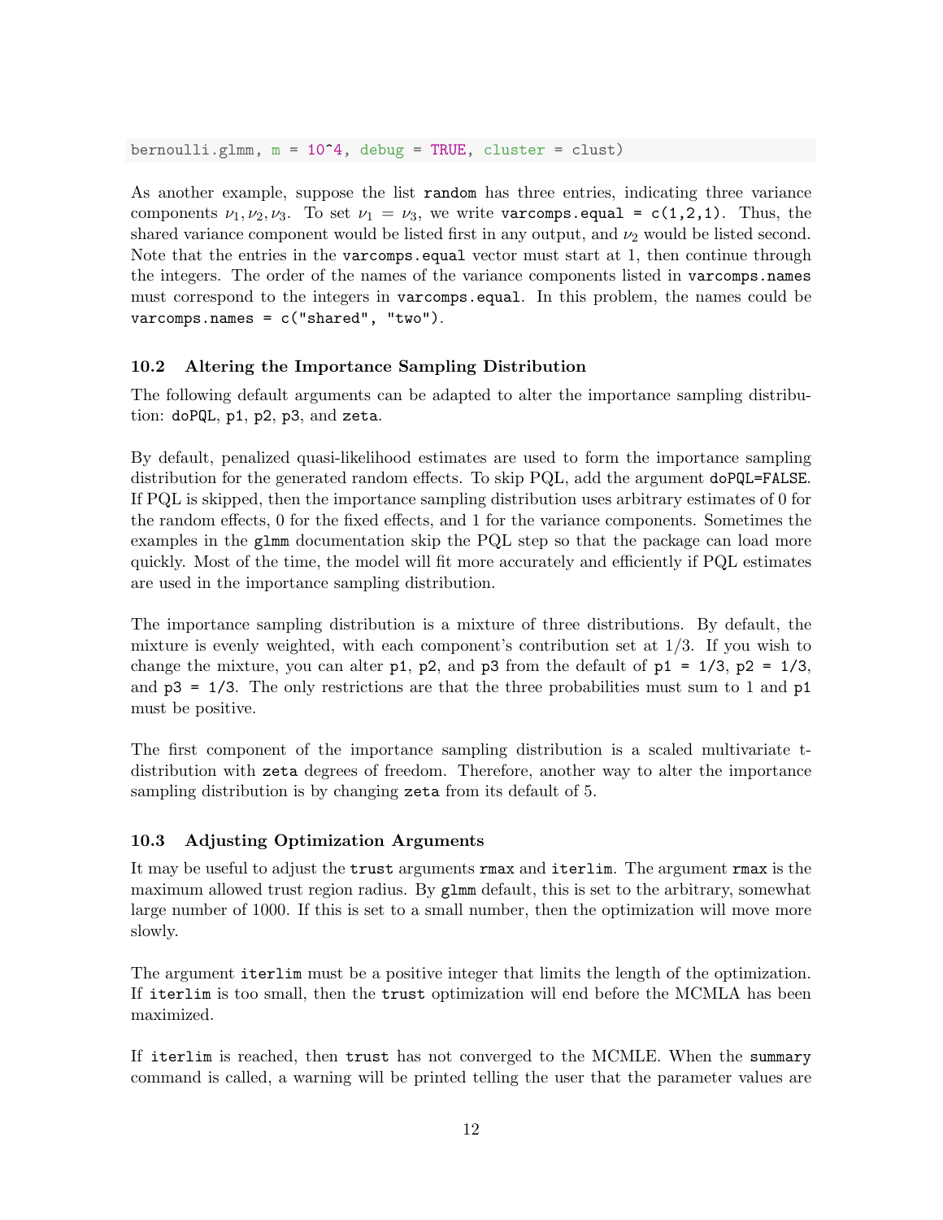```
bernoulli.glmm, m = 10^4, debug = TRUE, cluster = clust)
```

As another example, suppose the list `random` has three entries, indicating three variance components $\nu_1, \nu_2, \nu_3$. To set $\nu_1 = \nu_3$, we write `varcomps.equal = c(1,2,1)`. Thus, the shared variance component would be listed first in any output, and $\nu_2$ would be listed second. Note that the entries in the `varcomps.equal` vector must start at 1, then continue through the integers. The order of the names of the variance components listed in `varcomps.names` must correspond to the integers in `varcomps.equal`. In this problem, the names could be `varcomps.names = c("shared", "two")`.

### 10.2 Altering the Importance Sampling Distribution

The following default arguments can be adapted to alter the importance sampling distribution: `doPQL`, `p1`, `p2`, `p3`, and `zeta`.

By default, penalized quasi-likelihood estimates are used to form the importance sampling distribution for the generated random effects. To skip PQL, add the argument `doPQL=FALSE`. If PQL is skipped, then the importance sampling distribution uses arbitrary estimates of 0 for the random effects, 0 for the fixed effects, and 1 for the variance components. Sometimes the examples in the `glmm` documentation skip the PQL step so that the package can load more quickly. Most of the time, the model will fit more accurately and efficiently if PQL estimates are used in the importance sampling distribution.

The importance sampling distribution is a mixture of three distributions. By default, the mixture is evenly weighted, with each component's contribution set at 1/3. If you wish to change the mixture, you can alter `p1`, `p2`, and `p3` from the default of `p1 = 1/3`, `p2 = 1/3`, and `p3 = 1/3`. The only restrictions are that the three probabilities must sum to 1 and `p1` must be positive.

The first component of the importance sampling distribution is a scaled multivariate t-distribution with `zeta` degrees of freedom. Therefore, another way to alter the importance sampling distribution is by changing `zeta` from its default of 5.

### 10.3 Adjusting Optimization Arguments

It may be useful to adjust the `trust` arguments `rmax` and `iterlim`. The argument `rmax` is the maximum allowed trust region radius. By `glmm` default, this is set to the arbitrary, somewhat large number of 1000. If this is set to a small number, then the optimization will move more slowly.

The argument `iterlim` must be a positive integer that limits the length of the optimization. If `iterlim` is too small, then the `trust` optimization will end before the MCMLA has been maximized.

If `iterlim` is reached, then `trust` has not converged to the MCMLE. When the `summary` command is called, a warning will be printed telling the user that the parameter values are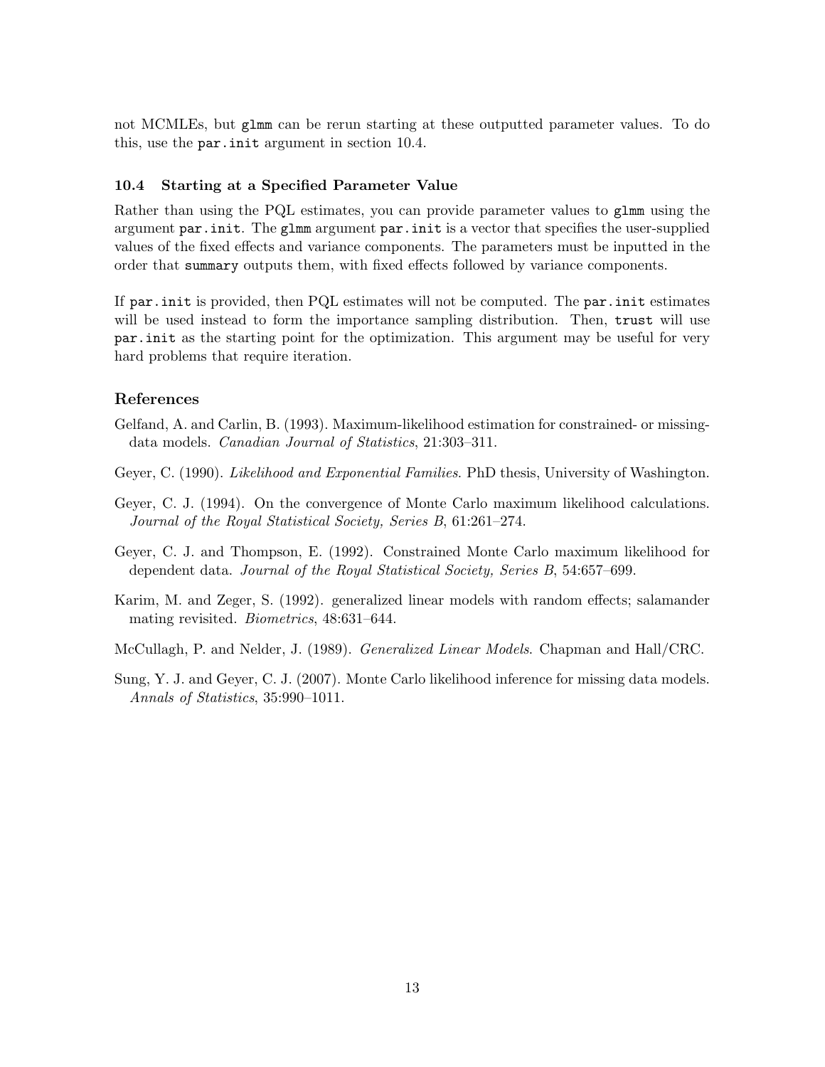not MCMLEs, but `glmm` can be rerun starting at these outputted parameter values. To do this, use the `par.init` argument in section 10.4.

### 10.4 Starting at a Specified Parameter Value

Rather than using the PQL estimates, you can provide parameter values to `glmm` using the argument `par.init`. The `glmm` argument `par.init` is a vector that specifies the user-supplied values of the fixed effects and variance components. The parameters must be inputted in the order that `summary` outputs them, with fixed effects followed by variance components.

If `par.init` is provided, then PQL estimates will not be computed. The `par.init` estimates will be used instead to form the importance sampling distribution. Then, `trust` will use `par.init` as the starting point for the optimization. This argument may be useful for very hard problems that require iteration.

## References

Gelfand, A. and Carlin, B. (1993). Maximum-likelihood estimation for constrained- or missing-data models. *Canadian Journal of Statistics*, 21:303–311.

Geyer, C. (1990). *Likelihood and Exponential Families*. PhD thesis, University of Washington.

Geyer, C. J. (1994). On the convergence of Monte Carlo maximum likelihood calculations. *Journal of the Royal Statistical Society, Series B*, 61:261–274.

Geyer, C. J. and Thompson, E. (1992). Constrained Monte Carlo maximum likelihood for dependent data. *Journal of the Royal Statistical Society, Series B*, 54:657–699.

Karim, M. and Zeger, S. (1992). generalized linear models with random effects; salamander mating revisited. *Biometrics*, 48:631–644.

McCullagh, P. and Nelder, J. (1989). *Generalized Linear Models*. Chapman and Hall/CRC.

Sung, Y. J. and Geyer, C. J. (2007). Monte Carlo likelihood inference for missing data models. *Annals of Statistics*, 35:990–1011.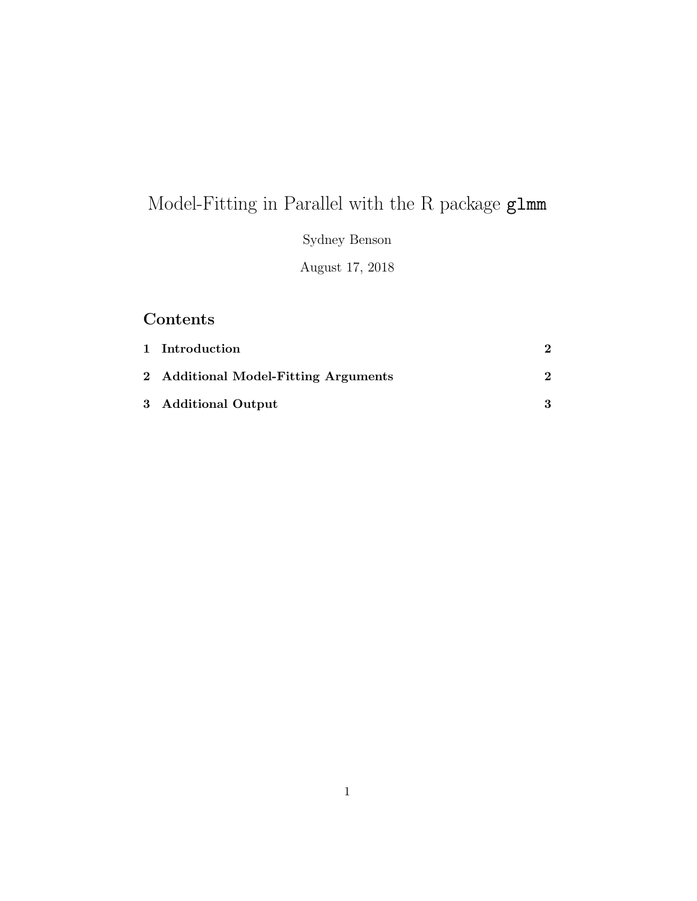# Model-Fitting in Parallel with the R package `glmm`

Sydney Benson

August 17, 2018

## Contents

| | |
|---|---|
| **1 Introduction** | **2** |
| **2 Additional Model-Fitting Arguments** | **2** |
| **3 Additional Output** | **3** |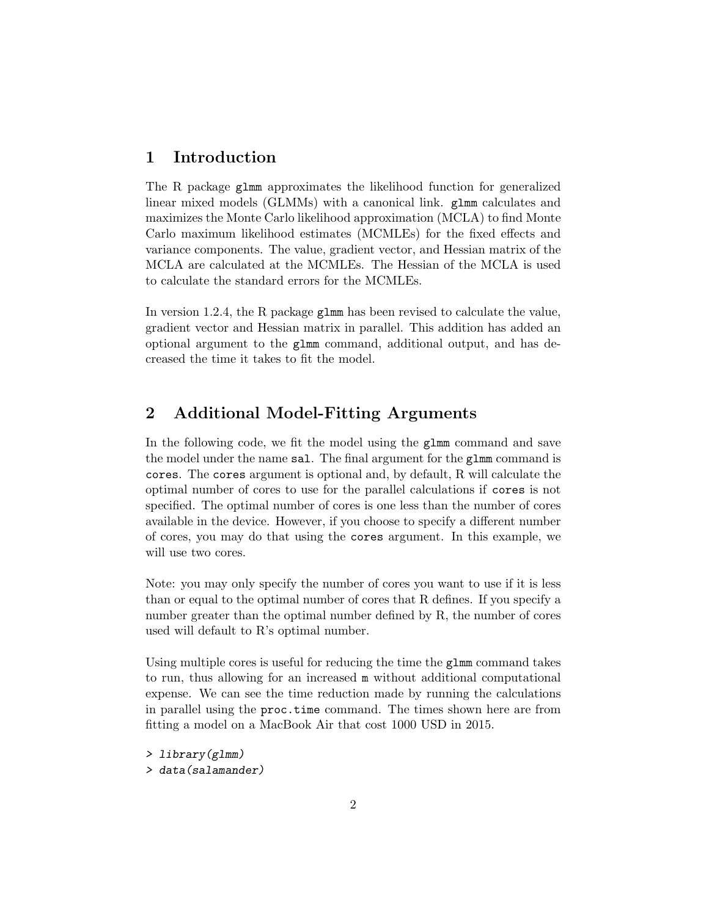## 1 Introduction

The R package `glmm` approximates the likelihood function for generalized linear mixed models (GLMMs) with a canonical link. `glmm` calculates and maximizes the Monte Carlo likelihood approximation (MCLA) to find Monte Carlo maximum likelihood estimates (MCMLEs) for the fixed effects and variance components. The value, gradient vector, and Hessian matrix of the MCLA are calculated at the MCMLEs. The Hessian of the MCLA is used to calculate the standard errors for the MCMLEs.

In version 1.2.4, the R package `glmm` has been revised to calculate the value, gradient vector and Hessian matrix in parallel. This addition has added an optional argument to the `glmm` command, additional output, and has decreased the time it takes to fit the model.

## 2 Additional Model-Fitting Arguments

In the following code, we fit the model using the `glmm` command and save the model under the name `sal`. The final argument for the `glmm` command is `cores`. The `cores` argument is optional and, by default, R will calculate the optimal number of cores to use for the parallel calculations if `cores` is not specified. The optimal number of cores is one less than the number of cores available in the device. However, if you choose to specify a different number of cores, you may do that using the `cores` argument. In this example, we will use two cores.

Note: you may only specify the number of cores you want to use if it is less than or equal to the optimal number of cores that R defines. If you specify a number greater than the optimal number defined by R, the number of cores used will default to R's optimal number.

Using multiple cores is useful for reducing the time the `glmm` command takes to run, thus allowing for an increased `m` without additional computational expense. We can see the time reduction made by running the calculations in parallel using the `proc.time` command. The times shown here are from fitting a model on a MacBook Air that cost 1000 USD in 2015.

```
> library(glmm)
> data(salamander)
```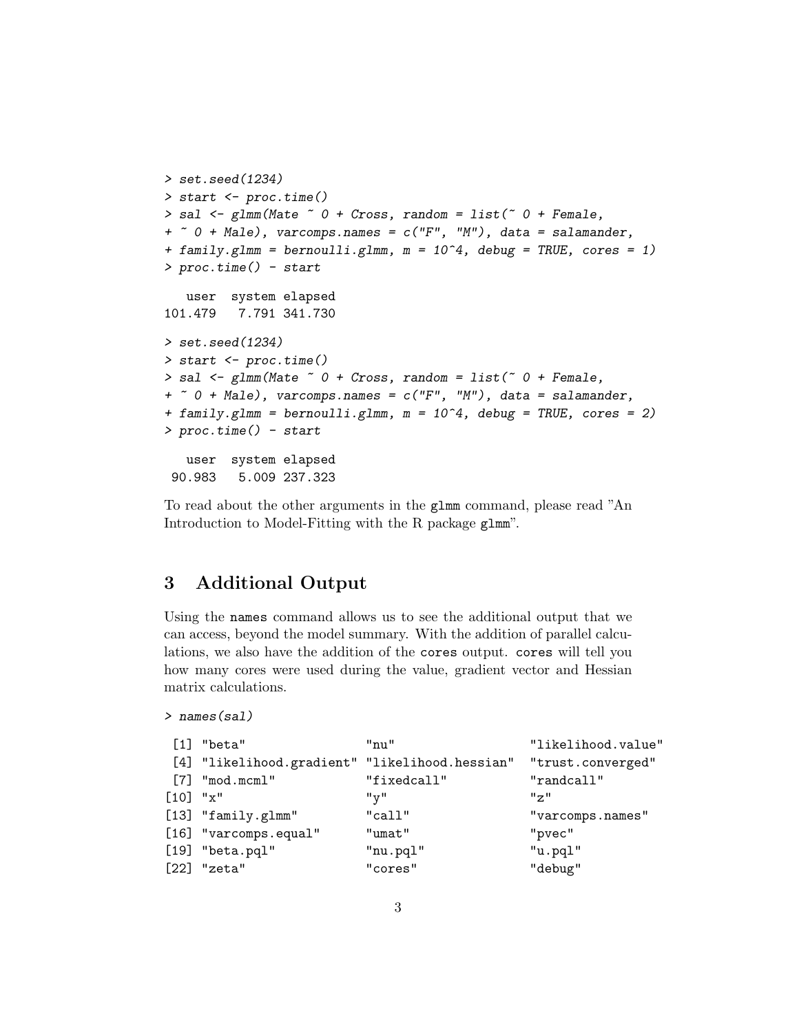```
> set.seed(1234)
> start <- proc.time()
> sal <- glmm(Mate ~ 0 + Cross, random = list(~ 0 + Female,
+ ~ 0 + Male), varcomps.names = c("F", "M"), data = salamander,
+ family.glmm = bernoulli.glmm, m = 10^4, debug = TRUE, cores = 1)
> proc.time() - start

   user  system elapsed
101.479   7.791 341.730
```

```
> set.seed(1234)
> start <- proc.time()
> sal <- glmm(Mate ~ 0 + Cross, random = list(~ 0 + Female,
+ ~ 0 + Male), varcomps.names = c("F", "M"), data = salamander,
+ family.glmm = bernoulli.glmm, m = 10^4, debug = TRUE, cores = 2)
> proc.time() - start

   user  system elapsed
 90.983   5.009 237.323
```

To read about the other arguments in the `glmm` command, please read "An Introduction to Model-Fitting with the R package `glmm`".

## 3 Additional Output

Using the `names` command allows us to see the additional output that we can access, beyond the model summary. With the addition of parallel calculations, we also have the addition of the `cores` output. `cores` will tell you how many cores were used during the value, gradient vector and Hessian matrix calculations.

```
> names(sal)

 [1] "beta"                "nu"                  "likelihood.value"
 [4] "likelihood.gradient" "likelihood.hessian"  "trust.converged"
 [7] "mod.mcml"            "fixedcall"           "randcall"
[10] "x"                   "y"                   "z"
[13] "family.glmm"         "call"                "varcomps.names"
[16] "varcomps.equal"      "umat"                "pvec"
[19] "beta.pql"            "nu.pql"              "u.pql"
[22] "zeta"                "cores"               "debug"
```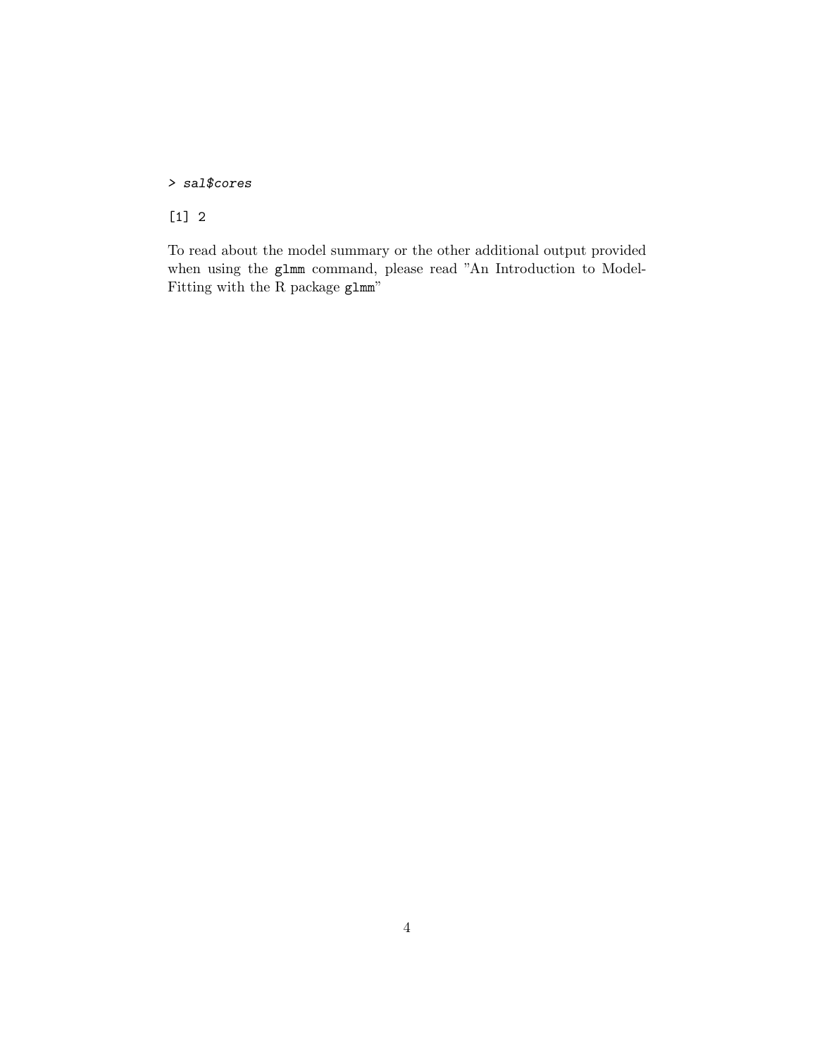```
> sal$cores

[1] 2
```

To read about the model summary or the other additional output provided when using the `glmm` command, please read "An Introduction to Model-Fitting with the R package `glmm`"